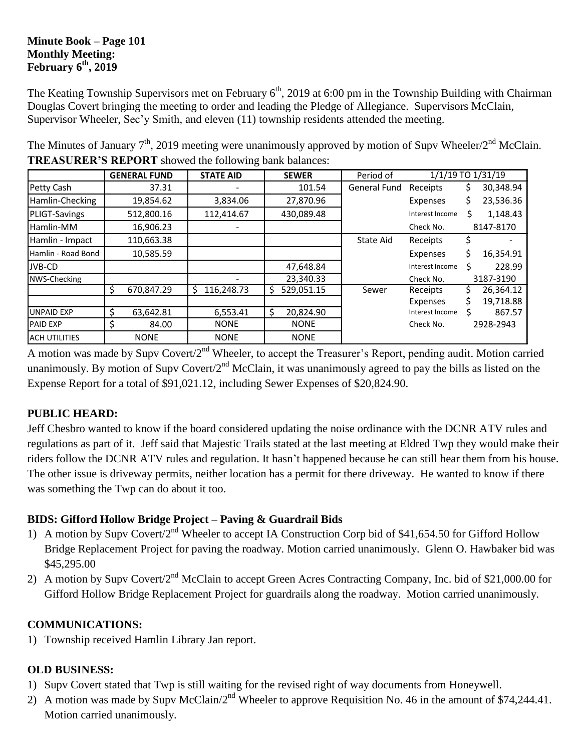**Minute Book – Page 101**
**Monthly Meeting:**
**February 6th, 2019**

The Keating Township Supervisors met on February 6th, 2019 at 6:00 pm in the Township Building with Chairman Douglas Covert bringing the meeting to order and leading the Pledge of Allegiance. Supervisors McClain, Supervisor Wheeler, Sec'y Smith, and eleven (11) township residents attended the meeting.

The Minutes of January 7th, 2019 meeting were unanimously approved by motion of Supv Wheeler/2nd McClain.
**TREASURER'S REPORT** showed the following bank balances:

| | GENERAL FUND | STATE AID | SEWER | Period of | 1/1/19 TO 1/31/19 | |
|---|---|---|---|---|---|---|
| Petty Cash | 37.31 | - | 101.54 | General Fund | Receipts | $ 30,348.94 |
| Hamlin-Checking | 19,854.62 | 3,834.06 | 27,870.96 | | Expenses | $ 23,536.36 |
| PLIGT-Savings | 512,800.16 | 112,414.67 | 430,089.48 | | Interest Income | $ 1,148.43 |
| Hamlin-MM | 16,906.23 | - | | | Check No. | 8147-8170 |
| Hamlin - Impact | 110,663.38 | | | State Aid | Receipts | $ - |
| Hamlin - Road Bond | 10,585.59 | | | | Expenses | $ 16,354.91 |
| JVB-CD | | | 47,648.84 | | Interest Income | $ 228.99 |
| NWS-Checking | | - | 23,340.33 | | Check No. | 3187-3190 |
| | $ 670,847.29 | $ 116,248.73 | $ 529,051.15 | Sewer | Receipts | $ 26,364.12 |
| | | | | | Expenses | $ 19,718.88 |
| UNPAID EXP | $ 63,642.81 | 6,553.41 | $ 20,824.90 | | Interest Income | $ 867.57 |
| PAID EXP | $ 84.00 | NONE | NONE | | Check No. | 2928-2943 |
| ACH UTILITIES | NONE | NONE | NONE | | | |

A motion was made by Supv Covert/2nd Wheeler, to accept the Treasurer's Report, pending audit. Motion carried unanimously. By motion of Supv Covert/2nd McClain, it was unanimously agreed to pay the bills as listed on the Expense Report for a total of $91,021.12, including Sewer Expenses of $20,824.90.

## PUBLIC HEARD:

Jeff Chesbro wanted to know if the board considered updating the noise ordinance with the DCNR ATV rules and regulations as part of it. Jeff said that Majestic Trails stated at the last meeting at Eldred Twp they would make their riders follow the DCNR ATV rules and regulation. It hasn't happened because he can still hear them from his house. The other issue is driveway permits, neither location has a permit for there driveway. He wanted to know if there was something the Twp can do about it too.

## BIDS: Gifford Hollow Bridge Project – Paving & Guardrail Bids

1) A motion by Supv Covert/2nd Wheeler to accept IA Construction Corp bid of $41,654.50 for Gifford Hollow Bridge Replacement Project for paving the roadway. Motion carried unanimously. Glenn O. Hawbaker bid was $45,295.00
2) A motion by Supv Covert/2nd McClain to accept Green Acres Contracting Company, Inc. bid of $21,000.00 for Gifford Hollow Bridge Replacement Project for guardrails along the roadway. Motion carried unanimously.

## COMMUNICATIONS:

1) Township received Hamlin Library Jan report.

## OLD BUSINESS:

1) Supv Covert stated that Twp is still waiting for the revised right of way documents from Honeywell.
2) A motion was made by Supv McClain/2nd Wheeler to approve Requisition No. 46 in the amount of $74,244.41. Motion carried unanimously.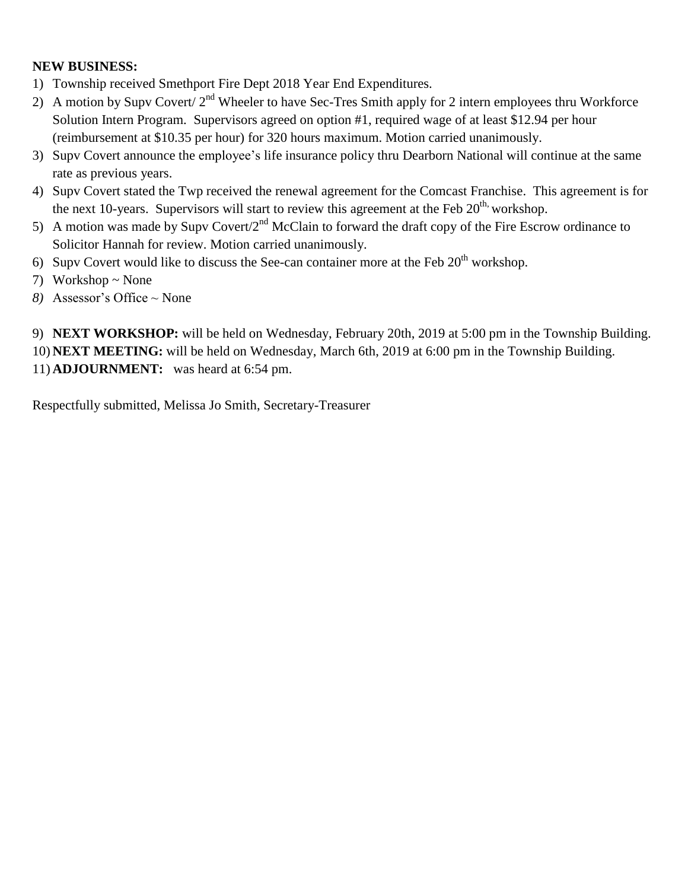**NEW BUSINESS:**

1) Township received Smethport Fire Dept 2018 Year End Expenditures.
2) A motion by Supv Covert/ 2nd Wheeler to have Sec-Tres Smith apply for 2 intern employees thru Workforce Solution Intern Program. Supervisors agreed on option #1, required wage of at least $12.94 per hour (reimbursement at $10.35 per hour) for 320 hours maximum. Motion carried unanimously.
3) Supv Covert announce the employee's life insurance policy thru Dearborn National will continue at the same rate as previous years.
4) Supv Covert stated the Twp received the renewal agreement for the Comcast Franchise. This agreement is for the next 10-years. Supervisors will start to review this agreement at the Feb 20th, workshop.
5) A motion was made by Supv Covert/2nd McClain to forward the draft copy of the Fire Escrow ordinance to Solicitor Hannah for review. Motion carried unanimously.
6) Supv Covert would like to discuss the See-can container more at the Feb 20th workshop.
7) Workshop ~ None
8) Assessor's Office ~ None

9) **NEXT WORKSHOP:** will be held on Wednesday, February 20th, 2019 at 5:00 pm in the Township Building.
10) **NEXT MEETING:** will be held on Wednesday, March 6th, 2019 at 6:00 pm in the Township Building.
11) **ADJOURNMENT:** was heard at 6:54 pm.

Respectfully submitted, Melissa Jo Smith, Secretary-Treasurer